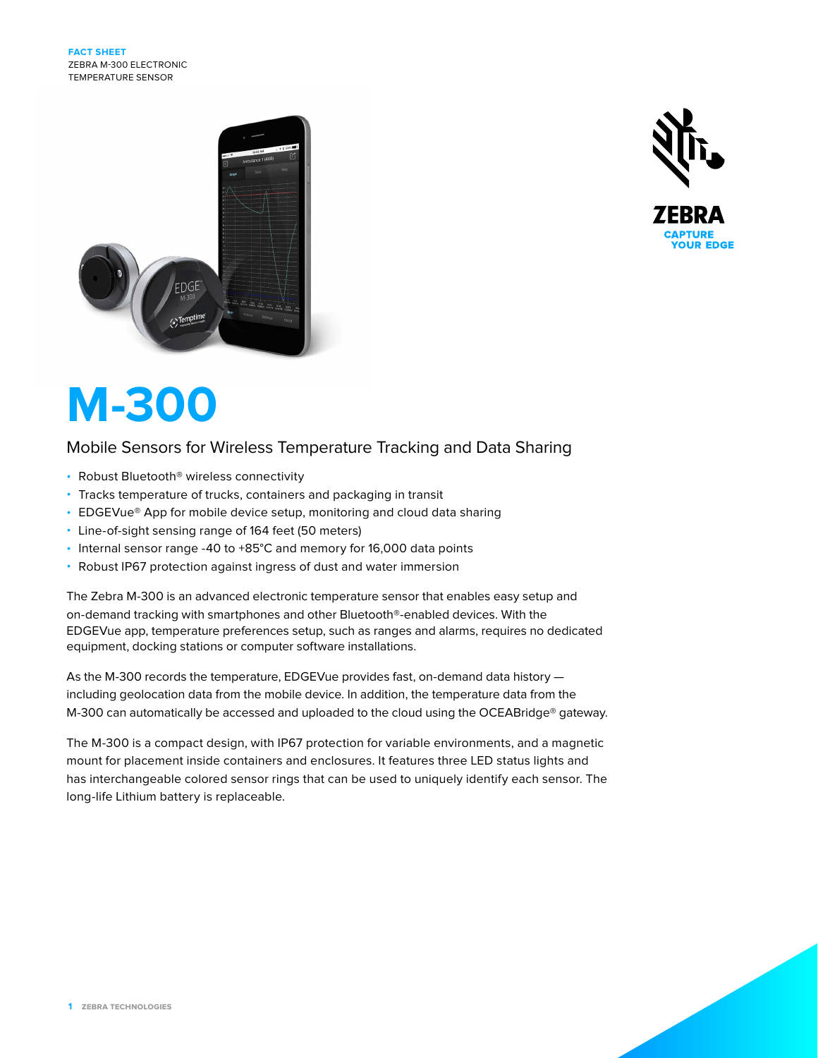FACT SHEET
ZEBRA M-300 ELECTRONIC TEMPERATURE SENSOR

# M-300

## Mobile Sensors for Wireless Temperature Tracking and Data Sharing

- Robust Bluetooth® wireless connectivity
- Tracks temperature of trucks, containers and packaging in transit
- EDGEVue® App for mobile device setup, monitoring and cloud data sharing
- Line-of-sight sensing range of 164 feet (50 meters)
- Internal sensor range -40 to +85°C and memory for 16,000 data points
- Robust IP67 protection against ingress of dust and water immersion

The Zebra M-300 is an advanced electronic temperature sensor that enables easy setup and on-demand tracking with smartphones and other Bluetooth®-enabled devices. With the EDGEVue app, temperature preferences setup, such as ranges and alarms, requires no dedicated equipment, docking stations or computer software installations.

As the M-300 records the temperature, EDGEVue provides fast, on-demand data history — including geolocation data from the mobile device. In addition, the temperature data from the M-300 can automatically be accessed and uploaded to the cloud using the OCEABridge® gateway.

The M-300 is a compact design, with IP67 protection for variable environments, and a magnetic mount for placement inside containers and enclosures. It features three LED status lights and has interchangeable colored sensor rings that can be used to uniquely identify each sensor. The long-life Lithium battery is replaceable.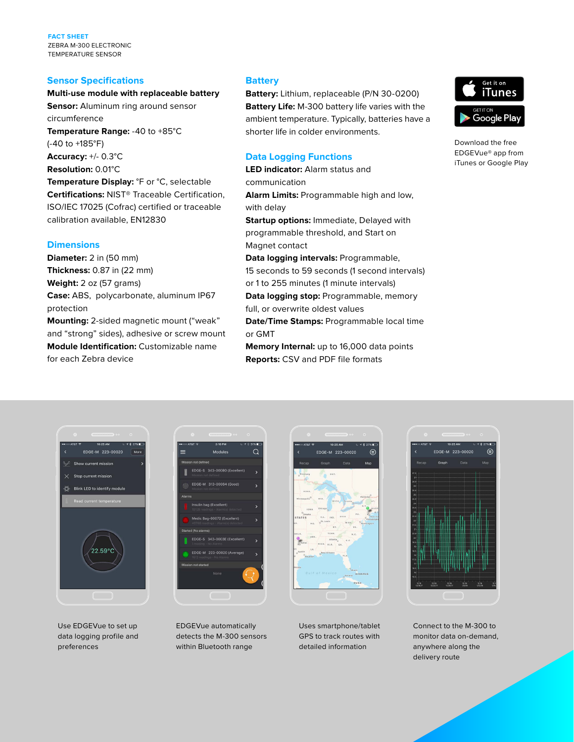FACT SHEET
ZEBRA M-300 ELECTRONIC TEMPERATURE SENSOR

## Sensor Specifications

**Multi-use module with replaceable battery**
**Sensor:** Aluminum ring around sensor circumference
**Temperature Range:** -40 to +85°C (-40 to +185°F)
**Accuracy:** +/- 0.3°C
**Resolution:** 0.01°C
**Temperature Display:** °F or °C, selectable
**Certifications:** NIST® Traceable Certification, ISO/IEC 17025 (Cofrac) certified or traceable calibration available, EN12830

## Dimensions

**Diameter:** 2 in (50 mm)
**Thickness:** 0.87 in (22 mm)
**Weight:** 2 oz (57 grams)
**Case:** ABS, polycarbonate, aluminum IP67 protection
**Mounting:** 2-sided magnetic mount ("weak" and "strong" sides), adhesive or screw mount
**Module Identification:** Customizable name for each Zebra device

## Battery

**Battery:** Lithium, replaceable (P/N 30-0200)
**Battery Life:** M-300 battery life varies with the ambient temperature. Typically, batteries have a shorter life in colder environments.

## Data Logging Functions

**LED indicator:** Alarm status and communication
**Alarm Limits:** Programmable high and low, with delay
**Startup options:** Immediate, Delayed with programmable threshold, and Start on Magnet contact
**Data logging intervals:** Programmable, 15 seconds to 59 seconds (1 second intervals) or 1 to 255 minutes (1 minute intervals)
**Data logging stop:** Programmable, memory full, or overwrite oldest values
**Date/Time Stamps:** Programmable local time or GMT
**Memory Internal:** up to 16,000 data points
**Reports:** CSV and PDF file formats

Get it on iTunes
GET IT ON Google Play

Download the free EDGEVue® app from iTunes or Google Play

Use EDGEVue to set up data logging profile and preferences

EDGEVue automatically detects the M-300 sensors within Bluetooth range

Uses smartphone/tablet GPS to track routes with detailed information

Connect to the M-300 to monitor data on-demand, anywhere along the delivery route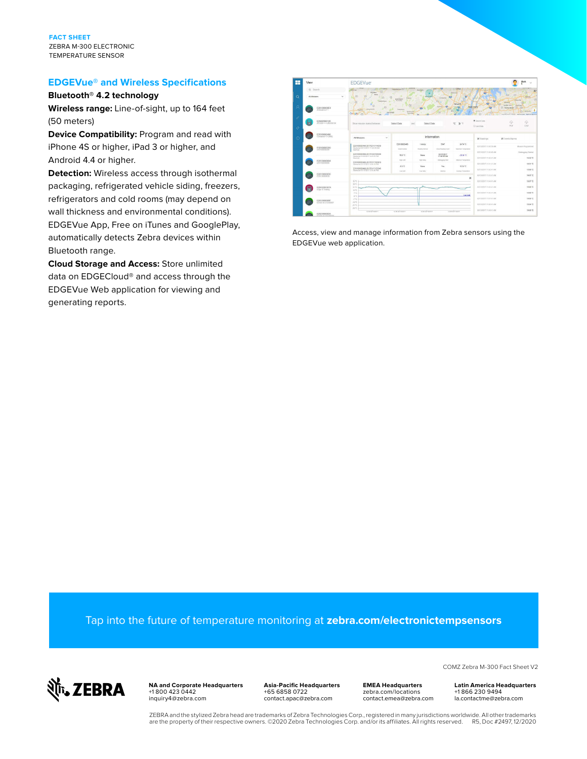FACT SHEET
ZEBRA M-300 ELECTRONIC TEMPERATURE SENSOR

## EDGEVue® and Wireless Specifications

**Bluetooth® 4.2 technology**

**Wireless range:** Line-of-sight, up to 164 feet (50 meters)

**Device Compatibility:** Program and read with iPhone 4S or higher, iPad 3 or higher, and Android 4.4 or higher.

**Detection:** Wireless access through isothermal packaging, refrigerated vehicle siding, freezers, refrigerators and cold rooms (may depend on wall thickness and environmental conditions). EDGEVue App, Free on iTunes and GooglePlay, automatically detects Zebra devices within Bluetooth range.

**Cloud Storage and Access:** Store unlimited data on EDGECloud® and access through the EDGEVue Web application for viewing and generating reports.

Access, view and manage information from Zebra sensors using the EDGEVue web application.

Tap into the future of temperature monitoring at **zebra.com/electronictempsensors**

COMZ Zebra M-300 Fact Sheet V2

**NA and Corporate Headquarters**
+1 800 423 0442
inquiry4@zebra.com

**Asia-Pacific Headquarters**
+65 6858 0722
contact.apac@zebra.com

**EMEA Headquarters**
zebra.com/locations
contact.emea@zebra.com

**Latin America Headquarters**
+1 866 230 9494
la.contactme@zebra.com

ZEBRA and the stylized Zebra head are trademarks of Zebra Technologies Corp., registered in many jurisdictions worldwide. All other trademarks are the property of their respective owners. ©2020 Zebra Technologies Corp. and/or its affiliates. All rights reserved. R5, Doc #2497, 12/2020